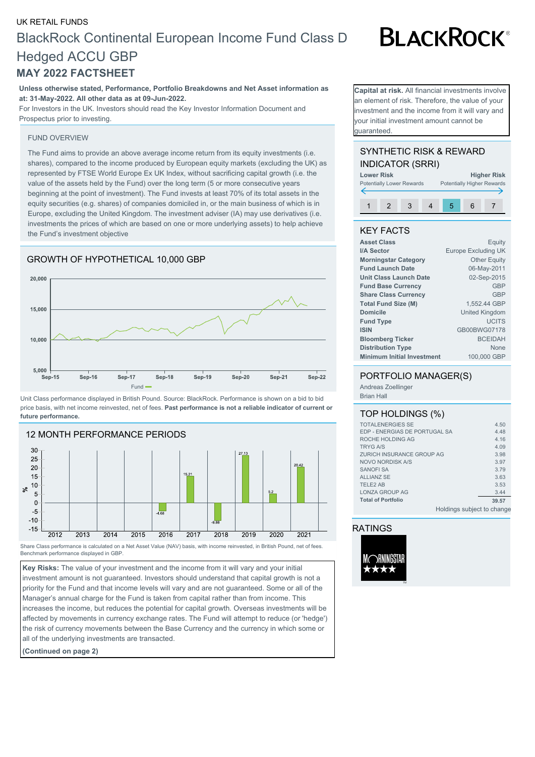UK RETAIL FUNDS

# BlackRock Continental European Income Fund Class D Hedged ACCU GBP

## MAY 2022 FACTSHEET

BLACKROCK®

**Unless otherwise stated, Performance, Portfolio Breakdowns and Net Asset information as at: 31-May-2022. All other data as at 09-Jun-2022.**

For Investors in the UK. Investors should read the Key Investor Information Document and Prospectus prior to investing.

**Capital at risk.** All financial investments involve an element of risk. Therefore, the value of your investment and the income from it will vary and your initial investment amount cannot be guaranteed.

### FUND OVERVIEW

The Fund aims to provide an above average income return from its equity investments (i.e. shares), compared to the income produced by European equity markets (excluding the UK) as represented by FTSE World Europe Ex UK Index, without sacrificing capital growth (i.e. the value of the assets held by the Fund) over the long term (5 or more consecutive years beginning at the point of investment). The Fund invests at least 70% of its total assets in the equity securities (e.g. shares) of companies domiciled in, or the main business of which is in Europe, excluding the United Kingdom. The investment adviser (IA) may use derivatives (i.e. investments the prices of which are based on one or more underlying assets) to help achieve the Fund's investment objective

### SYNTHETIC RISK & REWARD INDICATOR (SRRI)

Lower Risk — Potentially Lower Rewards | Higher Risk — Potentially Higher Rewards

1 2 3 4 **5** 6 7

### GROWTH OF HYPOTHETICAL 10,000 GBP

Y-axis: 5,000 – 20,000; X-axis: Sep-15 to Sep-22. Legend: Fund

Unit Class performance displayed in British Pound. Source: BlackRock. Performance is shown on a bid to bid price basis, with net income reinvested, net of fees. **Past performance is not a reliable indicator of current or future performance.**

### KEY FACTS

| | |
|---|---|
| **Asset Class** | Equity |
| **I/A Sector** | Europe Excluding UK |
| **Morningstar Category** | Other Equity |
| **Fund Launch Date** | 06-May-2011 |
| **Unit Class Launch Date** | 02-Sep-2015 |
| **Fund Base Currency** | GBP |
| **Share Class Currency** | GBP |
| **Total Fund Size (M)** | 1,552.44 GBP |
| **Domicile** | United Kingdom |
| **Fund Type** | UCITS |
| **ISIN** | GB00BWG07178 |
| **Bloomberg Ticker** | BCEIDAH |
| **Distribution Type** | None |
| **Minimum Initial Investment** | 100,000 GBP |

### PORTFOLIO MANAGER(S)

Andreas Zoellinger
Brian Hall

### 12 MONTH PERFORMANCE PERIODS

| | 2012 | 2013 | 2014 | 2015 | 2016 | 2017 | 2018 | 2019 | 2020 | 2021 |
|---|---|---|---|---|---|---|---|---|---|---|
| Fund (%) | | | | | -4.68 | 15.21 | -9.88 | 27.13 | 5.2 | 20.42 |

Share Class performance is calculated on a Net Asset Value (NAV) basis, with income reinvested, in British Pound, net of fees. Benchmark performance displayed in GBP.

### TOP HOLDINGS (%)

| | |
|---|---|
| TOTALENERGIES SE | 4.50 |
| EDP - ENERGIAS DE PORTUGAL SA | 4.48 |
| ROCHE HOLDING AG | 4.16 |
| TRYG A/S | 4.09 |
| ZURICH INSURANCE GROUP AG | 3.98 |
| NOVO NORDISK A/S | 3.97 |
| SANOFI SA | 3.79 |
| ALLIANZ SE | 3.63 |
| TELE2 AB | 3.53 |
| LONZA GROUP AG | 3.44 |
| **Total of Portfolio** | **39.57** |

Holdings subject to change

### RATINGS

Morningstar ★★★★

**Key Risks:** The value of your investment and the income from it will vary and your initial investment amount is not guaranteed. Investors should understand that capital growth is not a priority for the Fund and that income levels will vary and are not guaranteed. Some or all of the Manager's annual charge for the Fund is taken from capital rather than from income. This increases the income, but reduces the potential for capital growth. Overseas investments will be affected by movements in currency exchange rates. The Fund will attempt to reduce (or 'hedge') the risk of currency movements between the Base Currency and the currency in which some or all of the underlying investments are transacted.

**(Continued on page 2)**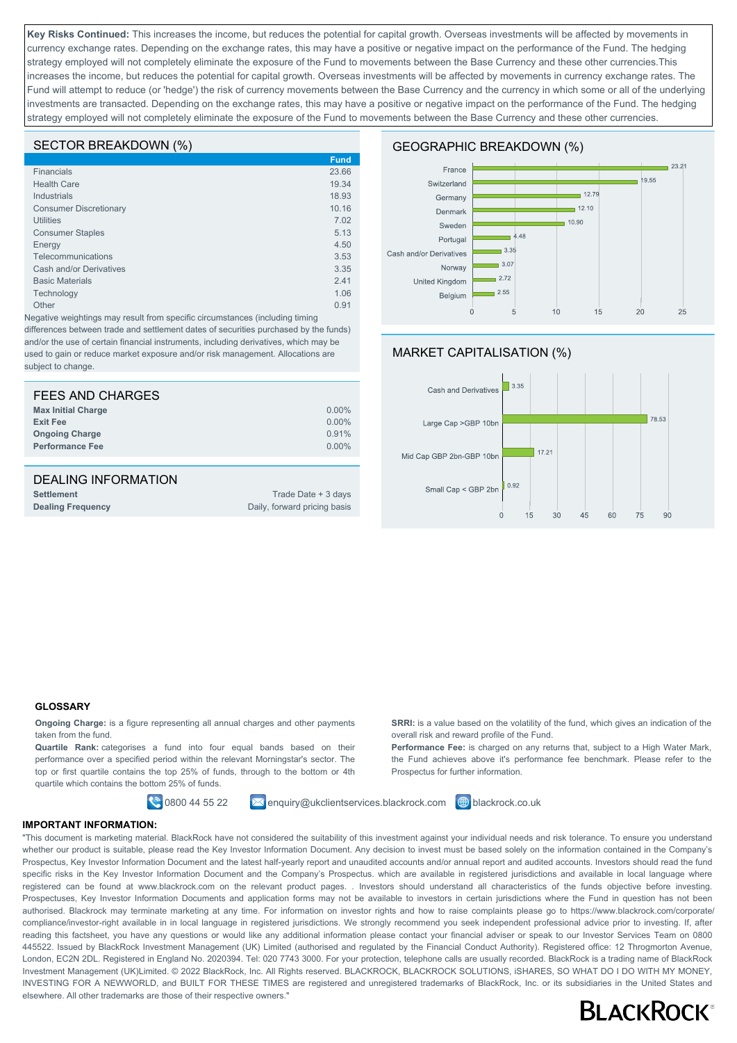**Key Risks Continued:** This increases the income, but reduces the potential for capital growth. Overseas investments will be affected by movements in currency exchange rates. Depending on the exchange rates, this may have a positive or negative impact on the performance of the Fund. The hedging strategy employed will not completely eliminate the exposure of the Fund to movements between the Base Currency and these other currencies.This increases the income, but reduces the potential for capital growth. Overseas investments will be affected by movements in currency exchange rates. The Fund will attempt to reduce (or 'hedge') the risk of currency movements between the Base Currency and the currency in which some or all of the underlying investments are transacted. Depending on the exchange rates, this may have a positive or negative impact on the performance of the Fund. The hedging strategy employed will not completely eliminate the exposure of the Fund to movements between the Base Currency and these other currencies.

## SECTOR BREAKDOWN (%)

| | Fund |
|---|---|
| Financials | 23.66 |
| Health Care | 19.34 |
| Industrials | 18.93 |
| Consumer Discretionary | 10.16 |
| Utilities | 7.02 |
| Consumer Staples | 5.13 |
| Energy | 4.50 |
| Telecommunications | 3.53 |
| Cash and/or Derivatives | 3.35 |
| Basic Materials | 2.41 |
| Technology | 1.06 |
| Other | 0.91 |

Negative weightings may result from specific circumstances (including timing differences between trade and settlement dates of securities purchased by the funds) and/or the use of certain financial instruments, including derivatives, which may be used to gain or reduce market exposure and/or risk management. Allocations are subject to change.

## GEOGRAPHIC BREAKDOWN (%)

| | % |
|---|---|
| France | 23.21 |
| Switzerland | 19.55 |
| Germany | 12.79 |
| Denmark | 12.10 |
| Sweden | 10.90 |
| Portugal | 4.48 |
| Cash and/or Derivatives | 3.35 |
| Norway | 3.07 |
| United Kingdom | 2.72 |
| Belgium | 2.55 |

## MARKET CAPITALISATION (%)

| | % |
|---|---|
| Cash and Derivatives | 3.35 |
| Large Cap >GBP 10bn | 78.53 |
| Mid Cap GBP 2bn-GBP 10bn | 17.21 |
| Small Cap < GBP 2bn | 0.92 |

## FEES AND CHARGES

| | |
|---|---|
| **Max Initial Charge** | 0.00% |
| **Exit Fee** | 0.00% |
| **Ongoing Charge** | 0.91% |
| **Performance Fee** | 0.00% |

## DEALING INFORMATION

| | |
|---|---|
| **Settlement** | Trade Date + 3 days |
| **Dealing Frequency** | Daily, forward pricing basis |

### GLOSSARY

**Ongoing Charge:** is a figure representing all annual charges and other payments taken from the fund.

**Quartile Rank:** categorises a fund into four equal bands based on their performance over a specified period within the relevant Morningstar's sector. The top or first quartile contains the top 25% of funds, through to the bottom or 4th quartile which contains the bottom 25% of funds.

**SRRI:** is a value based on the volatility of the fund, which gives an indication of the overall risk and reward profile of the Fund.

**Performance Fee:** is charged on any returns that, subject to a High Water Mark, the Fund achieves above it's performance fee benchmark. Please refer to the Prospectus for further information.

0800 44 55 22 enquiry@ukclientservices.blackrock.com blackrock.co.uk

### IMPORTANT INFORMATION:

"This document is marketing material. BlackRock have not considered the suitability of this investment against your individual needs and risk tolerance. To ensure you understand whether our product is suitable, please read the Key Investor Information Document. Any decision to invest must be based solely on the information contained in the Company's Prospectus, Key Investor Information Document and the latest half-yearly report and unaudited accounts and/or annual report and audited accounts. Investors should read the fund specific risks in the Key Investor Information Document and the Company's Prospectus. which are available in registered jurisdictions and available in local language where registered can be found at www.blackrock.com on the relevant product pages. . Investors should understand all characteristics of the funds objective before investing. Prospectuses, Key Investor Information Documents and application forms may not be available to investors in certain jurisdictions where the Fund in question has not been authorised. Blackrock may terminate marketing at any time. For information on investor rights and how to raise complaints please go to https://www.blackrock.com/corporate/compliance/investor-right available in in local language in registered jurisdictions. We strongly recommend you seek independent professional advice prior to investing. If, after reading this factsheet, you have any questions or would like any additional information please contact your financial adviser or speak to our Investor Services Team on 0800 445522. Issued by BlackRock Investment Management (UK) Limited (authorised and regulated by the Financial Conduct Authority). Registered office: 12 Throgmorton Avenue, London, EC2N 2DL. Registered in England No. 2020394. Tel: 020 7743 3000. For your protection, telephone calls are usually recorded. BlackRock is a trading name of BlackRock Investment Management (UK)Limited. © 2022 BlackRock, Inc. All Rights reserved. BLACKROCK, BLACKROCK SOLUTIONS, iSHARES, SO WHAT DO I DO WITH MY MONEY, INVESTING FOR A NEWWORLD, and BUILT FOR THESE TIMES are registered and unregistered trademarks of BlackRock, Inc. or its subsidiaries in the United States and elsewhere. All other trademarks are those of their respective owners."

BLACKROCK®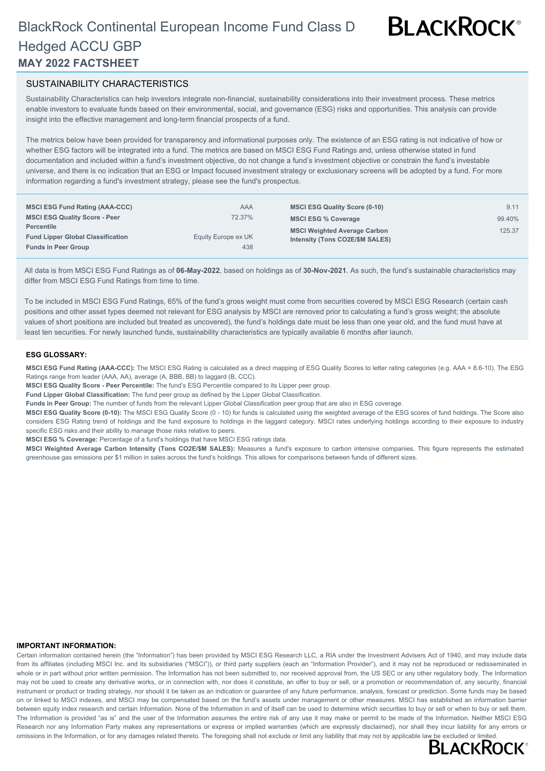# BlackRock Continental European Income Fund Class D Hedged ACCU GBP

## MAY 2022 FACTSHEET

## SUSTAINABILITY CHARACTERISTICS

Sustainability Characteristics can help investors integrate non-financial, sustainability considerations into their investment process. These metrics enable investors to evaluate funds based on their environmental, social, and governance (ESG) risks and opportunities. This analysis can provide insight into the effective management and long-term financial prospects of a fund.

The metrics below have been provided for transparency and informational purposes only. The existence of an ESG rating is not indicative of how or whether ESG factors will be integrated into a fund. The metrics are based on MSCI ESG Fund Ratings and, unless otherwise stated in fund documentation and included within a fund's investment objective, do not change a fund's investment objective or constrain the fund's investable universe, and there is no indication that an ESG or Impact focused investment strategy or exclusionary screens will be adopted by a fund. For more information regarding a fund's investment strategy, please see the fund's prospectus.

| | | | |
|---|---|---|---|
| **MSCI ESG Fund Rating (AAA-CCC)** | AAA | **MSCI ESG Quality Score (0-10)** | 9.11 |
| **MSCI ESG Quality Score - Peer Percentile** | 72.37% | **MSCI ESG % Coverage** | 99.40% |
| **Fund Lipper Global Classification** | Equity Europe ex UK | **MSCI Weighted Average Carbon Intensity (Tons CO2E/$M SALES)** | 125.37 |
| **Funds in Peer Group** | 438 | | |

All data is from MSCI ESG Fund Ratings as of **06-May-2022**, based on holdings as of **30-Nov-2021**. As such, the fund's sustainable characteristics may differ from MSCI ESG Fund Ratings from time to time.

To be included in MSCI ESG Fund Ratings, 65% of the fund's gross weight must come from securities covered by MSCI ESG Research (certain cash positions and other asset types deemed not relevant for ESG analysis by MSCI are removed prior to calculating a fund's gross weight; the absolute values of short positions are included but treated as uncovered), the fund's holdings date must be less than one year old, and the fund must have at least ten securities. For newly launched funds, sustainability characteristics are typically available 6 months after launch.

### ESG GLOSSARY:

**MSCI ESG Fund Rating (AAA-CCC):** The MSCI ESG Rating is calculated as a direct mapping of ESG Quality Scores to letter rating categories (e.g. AAA = 8.6-10). The ESG Ratings range from leader (AAA, AA), average (A, BBB, BB) to laggard (B, CCC).

**MSCI ESG Quality Score - Peer Percentile:** The fund's ESG Percentile compared to its Lipper peer group.

**Fund Lipper Global Classification:** The fund peer group as defined by the Lipper Global Classification.

**Funds in Peer Group:** The number of funds from the relevant Lipper Global Classification peer group that are also in ESG coverage.

**MSCI ESG Quality Score (0-10):** The MSCI ESG Quality Score (0 - 10) for funds is calculated using the weighted average of the ESG scores of fund holdings. The Score also considers ESG Rating trend of holdings and the fund exposure to holdings in the laggard category. MSCI rates underlying holdings according to their exposure to industry specific ESG risks and their ability to manage those risks relative to peers.

**MSCI ESG % Coverage:** Percentage of a fund's holdings that have MSCI ESG ratings data.

**MSCI Weighted Average Carbon Intensity (Tons CO2E/$M SALES):** Measures a fund's exposure to carbon intensive companies. This figure represents the estimated greenhouse gas emissions per $1 million in sales across the fund's holdings. This allows for comparisons between funds of different sizes.

### IMPORTANT INFORMATION:

Certain information contained herein (the "Information") has been provided by MSCI ESG Research LLC, a RIA under the Investment Advisers Act of 1940, and may include data from its affiliates (including MSCI Inc. and its subsidiaries ("MSCI")), or third party suppliers (each an "Information Provider"), and it may not be reproduced or redisseminated in whole or in part without prior written permission. The Information has not been submitted to, nor received approval from, the US SEC or any other regulatory body. The Information may not be used to create any derivative works, or in connection with, nor does it constitute, an offer to buy or sell, or a promotion or recommendation of, any security, financial instrument or product or trading strategy, nor should it be taken as an indication or guarantee of any future performance, analysis, forecast or prediction. Some funds may be based on or linked to MSCI indexes, and MSCI may be compensated based on the fund's assets under management or other measures. MSCI has established an information barrier between equity index research and certain Information. None of the Information in and of itself can be used to determine which securities to buy or sell or when to buy or sell them. The Information is provided "as is" and the user of the Information assumes the entire risk of any use it may make or permit to be made of the Information. Neither MSCI ESG Research nor any Information Party makes any representations or express or implied warranties (which are expressly disclaimed), nor shall they incur liability for any errors or omissions in the Information, or for any damages related thereto. The foregoing shall not exclude or limit any liability that may not by applicable law be excluded or limited.